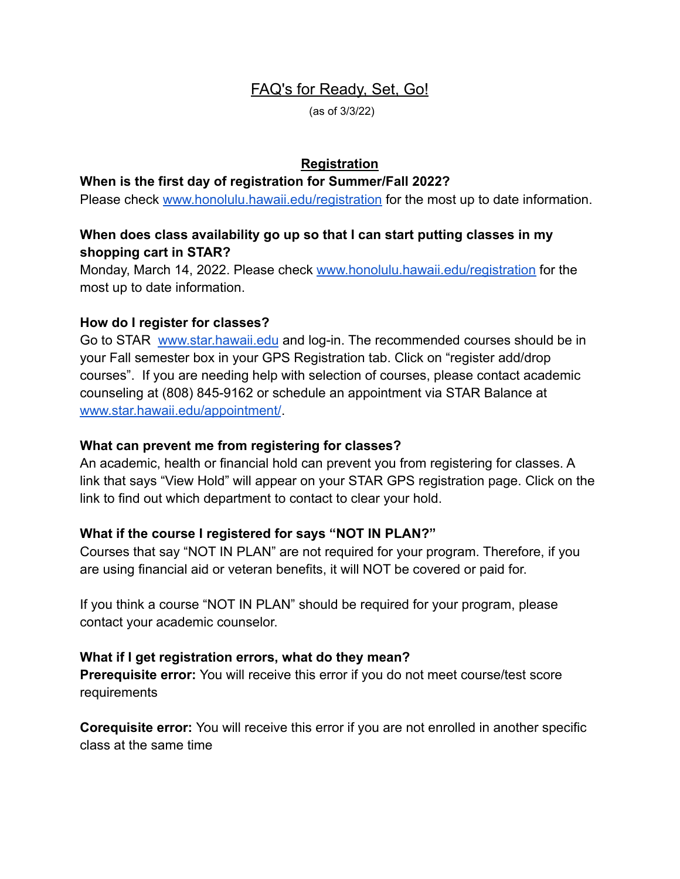# FAQ's for Ready, Set, Go!

(as of 3/3/22)

## Registration

**When is the first day of registration for Summer/Fall 2022?**

Please check www.honolulu.hawaii.edu/registration for the most up to date information.

**When does class availability go up so that I can start putting classes in my shopping cart in STAR?**

Monday, March 14, 2022. Please check www.honolulu.hawaii.edu/registration for the most up to date information.

**How do I register for classes?**

Go to STAR www.star.hawaii.edu and log-in. The recommended courses should be in your Fall semester box in your GPS Registration tab. Click on "register add/drop courses". If you are needing help with selection of courses, please contact academic counseling at (808) 845-9162 or schedule an appointment via STAR Balance at www.star.hawaii.edu/appointment/.

**What can prevent me from registering for classes?**

An academic, health or financial hold can prevent you from registering for classes. A link that says "View Hold" will appear on your STAR GPS registration page. Click on the link to find out which department to contact to clear your hold.

**What if the course I registered for says "NOT IN PLAN?"**

Courses that say "NOT IN PLAN" are not required for your program. Therefore, if you are using financial aid or veteran benefits, it will NOT be covered or paid for.

If you think a course "NOT IN PLAN" should be required for your program, please contact your academic counselor.

**What if I get registration errors, what do they mean?**

**Prerequisite error:** You will receive this error if you do not meet course/test score requirements

**Corequisite error:** You will receive this error if you are not enrolled in another specific class at the same time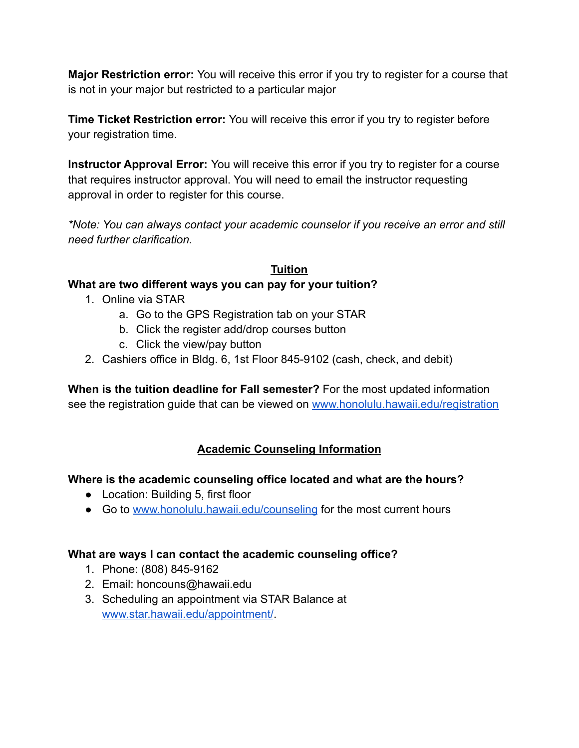**Major Restriction error:** You will receive this error if you try to register for a course that is not in your major but restricted to a particular major

**Time Ticket Restriction error:** You will receive this error if you try to register before your registration time.

**Instructor Approval Error:** You will receive this error if you try to register for a course that requires instructor approval. You will need to email the instructor requesting approval in order to register for this course.

*\*Note: You can always contact your academic counselor if you receive an error and still need further clarification.*

## Tuition

**What are two different ways you can pay for your tuition?**

1. Online via STAR
   a. Go to the GPS Registration tab on your STAR
   b. Click the register add/drop courses button
   c. Click the view/pay button
2. Cashiers office in Bldg. 6, 1st Floor 845-9102 (cash, check, and debit)

**When is the tuition deadline for Fall semester?** For the most updated information see the registration guide that can be viewed on [www.honolulu.hawaii.edu/registration](http://www.honolulu.hawaii.edu/registration)

## Academic Counseling Information

**Where is the academic counseling office located and what are the hours?**

- Location: Building 5, first floor
- Go to [www.honolulu.hawaii.edu/counseling](http://www.honolulu.hawaii.edu/counseling) for the most current hours

**What are ways I can contact the academic counseling office?**

1. Phone: (808) 845-9162
2. Email: honcouns@hawaii.edu
3. Scheduling an appointment via STAR Balance at [www.star.hawaii.edu/appointment/](http://www.star.hawaii.edu/appointment/).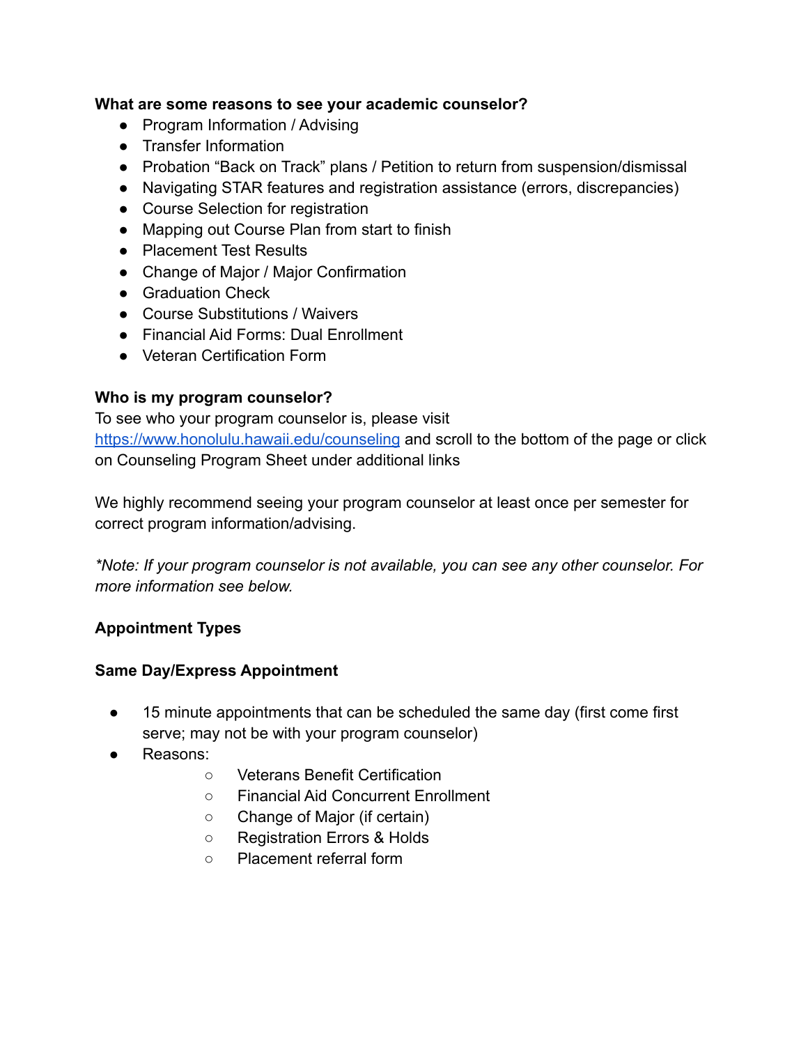**What are some reasons to see your academic counselor?**

- Program Information / Advising
- Transfer Information
- Probation “Back on Track” plans / Petition to return from suspension/dismissal
- Navigating STAR features and registration assistance (errors, discrepancies)
- Course Selection for registration
- Mapping out Course Plan from start to finish
- Placement Test Results
- Change of Major / Major Confirmation
- Graduation Check
- Course Substitutions / Waivers
- Financial Aid Forms: Dual Enrollment
- Veteran Certification Form

**Who is my program counselor?**

To see who your program counselor is, please visit [https://www.honolulu.hawaii.edu/counseling](https://www.honolulu.hawaii.edu/counseling) and scroll to the bottom of the page or click on Counseling Program Sheet under additional links

We highly recommend seeing your program counselor at least once per semester for correct program information/advising.

*\*Note: If your program counselor is not available, you can see any other counselor. For more information see below.*

**Appointment Types**

**Same Day/Express Appointment**

- 15 minute appointments that can be scheduled the same day (first come first serve; may not be with your program counselor)
- Reasons:
  - Veterans Benefit Certification
  - Financial Aid Concurrent Enrollment
  - Change of Major (if certain)
  - Registration Errors & Holds
  - Placement referral form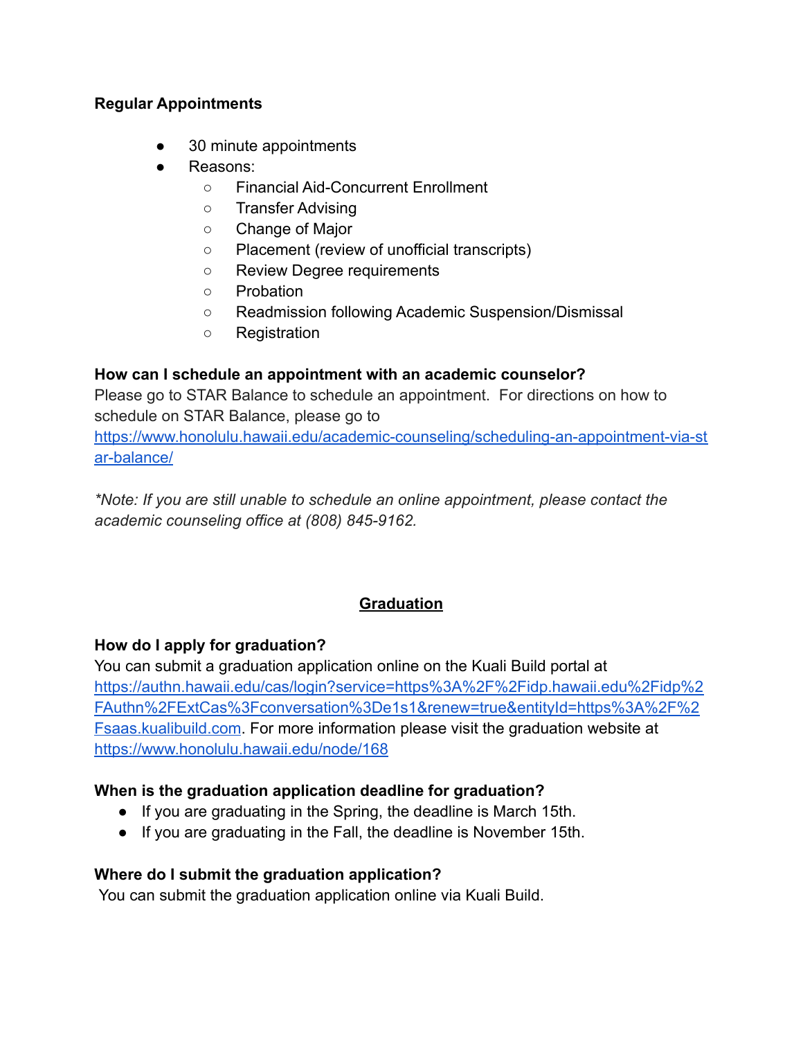**Regular Appointments**

- 30 minute appointments
- Reasons:
  - Financial Aid-Concurrent Enrollment
  - Transfer Advising
  - Change of Major
  - Placement (review of unofficial transcripts)
  - Review Degree requirements
  - Probation
  - Readmission following Academic Suspension/Dismissal
  - Registration

**How can I schedule an appointment with an academic counselor?**
Please go to STAR Balance to schedule an appointment. For directions on how to schedule on STAR Balance, please go to [https://www.honolulu.hawaii.edu/academic-counseling/scheduling-an-appointment-via-star-balance/](https://www.honolulu.hawaii.edu/academic-counseling/scheduling-an-appointment-via-star-balance/)

*\*Note: If you are still unable to schedule an online appointment, please contact the academic counseling office at (808) 845-9162.*

## <u>Graduation</u>

**How do I apply for graduation?**
You can submit a graduation application online on the Kuali Build portal at [https://authn.hawaii.edu/cas/login?service=https%3A%2F%2Fidp.hawaii.edu%2Fidp%2FAuthn%2FExtCas%3Fconversation%3De1s1&renew=true&entityId=https%3A%2F%2Fsaas.kualibuild.com](https://authn.hawaii.edu/cas/login?service=https%3A%2F%2Fidp.hawaii.edu%2Fidp%2FAuthn%2FExtCas%3Fconversation%3De1s1&renew=true&entityId=https%3A%2F%2Fsaas.kualibuild.com). For more information please visit the graduation website at [https://www.honolulu.hawaii.edu/node/168](https://www.honolulu.hawaii.edu/node/168)

**When is the graduation application deadline for graduation?**

- If you are graduating in the Spring, the deadline is March 15th.
- If you are graduating in the Fall, the deadline is November 15th.

**Where do I submit the graduation application?**
You can submit the graduation application online via Kuali Build.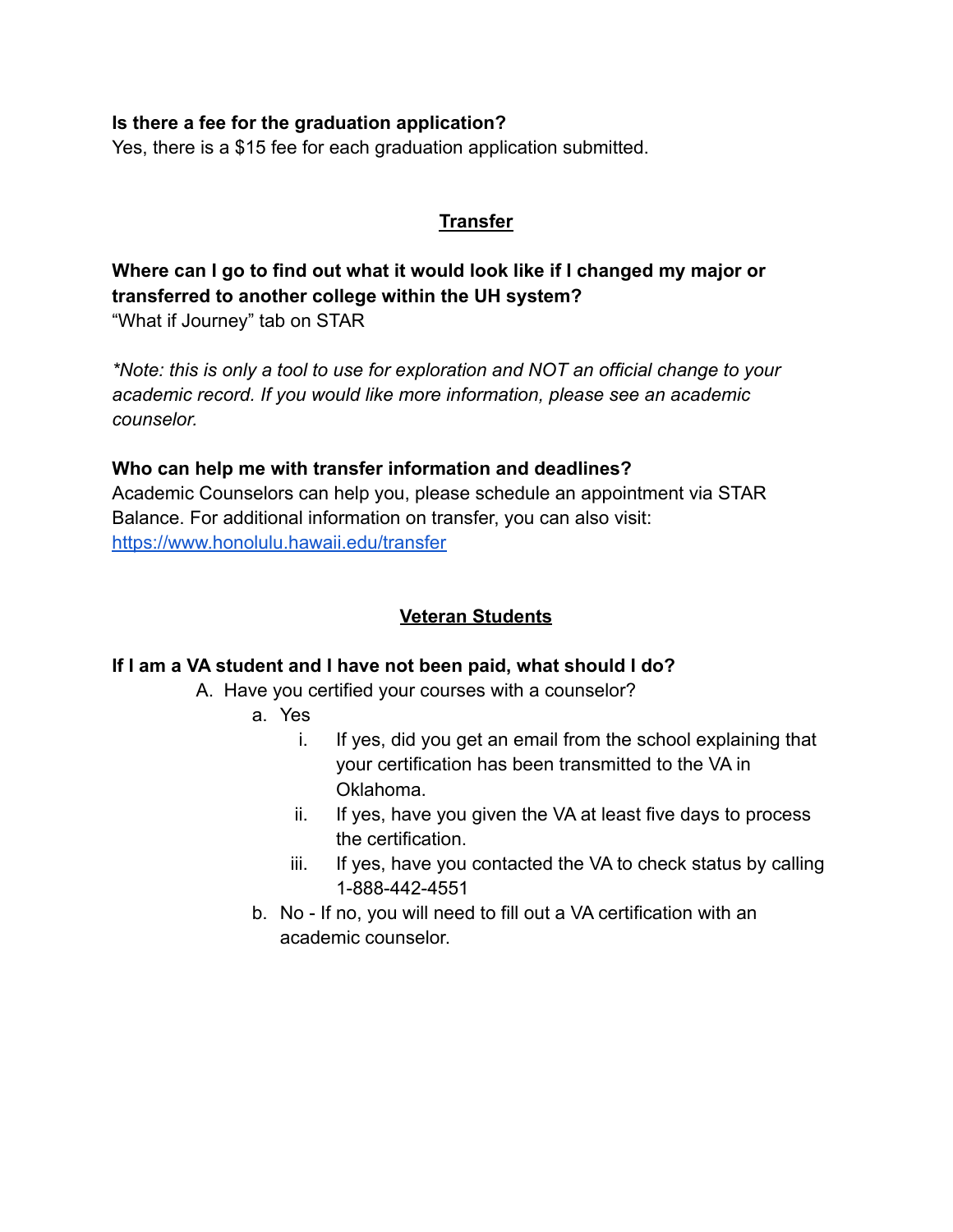**Is there a fee for the graduation application?**
Yes, there is a $15 fee for each graduation application submitted.

## Transfer

**Where can I go to find out what it would look like if I changed my major or transferred to another college within the UH system?**
"What if Journey" tab on STAR

*\*Note: this is only a tool to use for exploration and NOT an official change to your academic record. If you would like more information, please see an academic counselor.*

**Who can help me with transfer information and deadlines?**
Academic Counselors can help you, please schedule an appointment via STAR Balance. For additional information on transfer, you can also visit: [https://www.honolulu.hawaii.edu/transfer](https://www.honolulu.hawaii.edu/transfer)

## Veteran Students

**If I am a VA student and I have not been paid, what should I do?**

A. Have you certified your courses with a counselor?
   a. Yes
      i. If yes, did you get an email from the school explaining that your certification has been transmitted to the VA in Oklahoma.
      ii. If yes, have you given the VA at least five days to process the certification.
      iii. If yes, have you contacted the VA to check status by calling 1-888-442-4551
   b. No - If no, you will need to fill out a VA certification with an academic counselor.